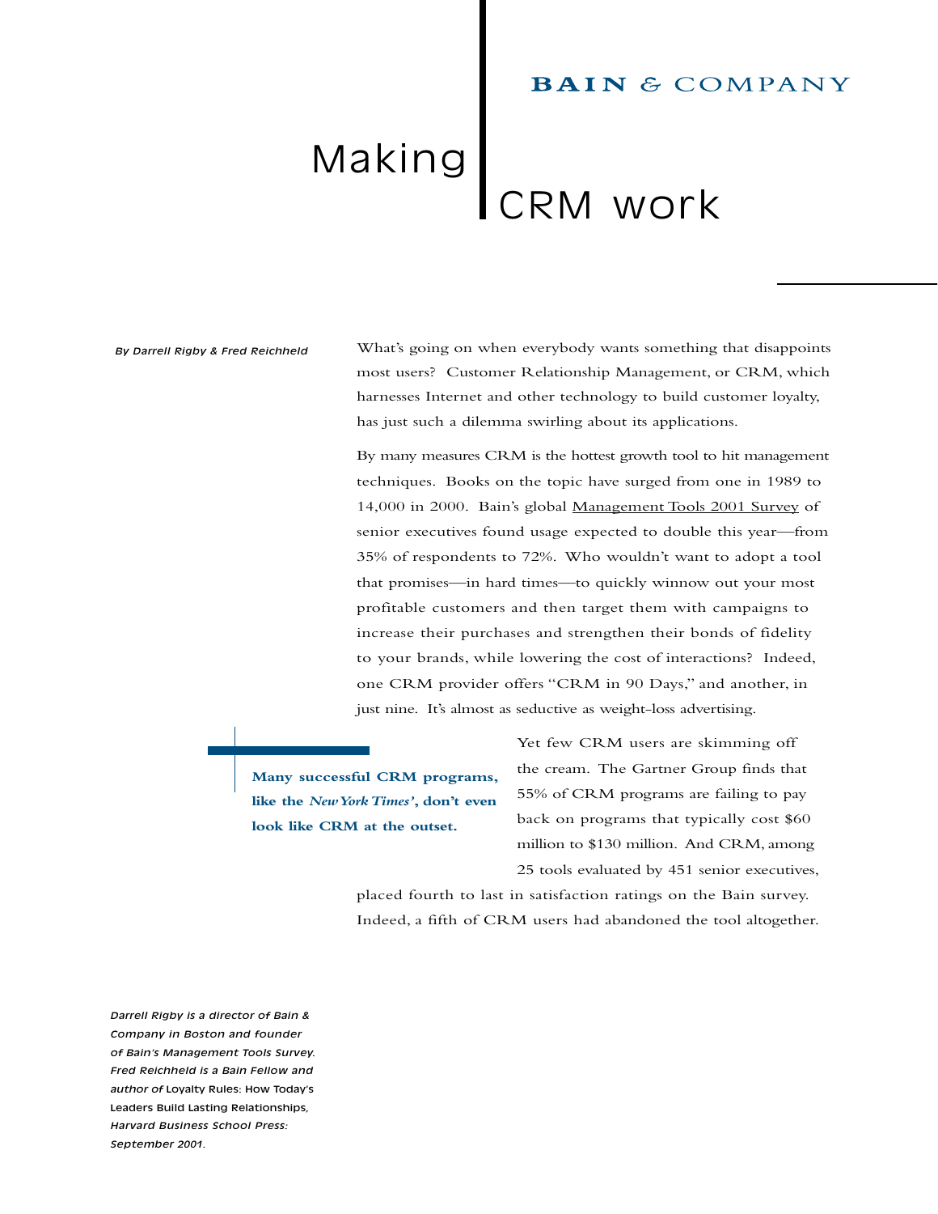BAIN & COMPANY

# Making CRM work

*By Darrell Rigby & Fred Reichheld*

What's going on when everybody wants something that disappoints most users? Customer Relationship Management, or CRM, which harnesses Internet and other technology to build customer loyalty, has just such a dilemma swirling about its applications.

By many measures CRM is the hottest growth tool to hit management techniques. Books on the topic have surged from one in 1989 to 14,000 in 2000. Bain's global Management Tools 2001 Survey of senior executives found usage expected to double this year—from 35% of respondents to 72%. Who wouldn't want to adopt a tool that promises—in hard times—to quickly winnow out your most profitable customers and then target them with campaigns to increase their purchases and strengthen their bonds of fidelity to your brands, while lowering the cost of interactions? Indeed, one CRM provider offers "CRM in 90 Days," and another, in just nine. It's almost as seductive as weight-loss advertising.

**Many successful CRM programs, like the *New York Times'*, don't even look like CRM at the outset.**

Yet few CRM users are skimming off the cream. The Gartner Group finds that 55% of CRM programs are failing to pay back on programs that typically cost $60 million to $130 million. And CRM, among 25 tools evaluated by 451 senior executives, placed fourth to last in satisfaction ratings on the Bain survey. Indeed, a fifth of CRM users had abandoned the tool altogether.

*Darrell Rigby is a director of Bain & Company in Boston and founder of Bain's Management Tools Survey. Fred Reichheld is a Bain Fellow and author of* Loyalty Rules: How Today's Leaders Build Lasting Relationships, *Harvard Business School Press: September 2001.*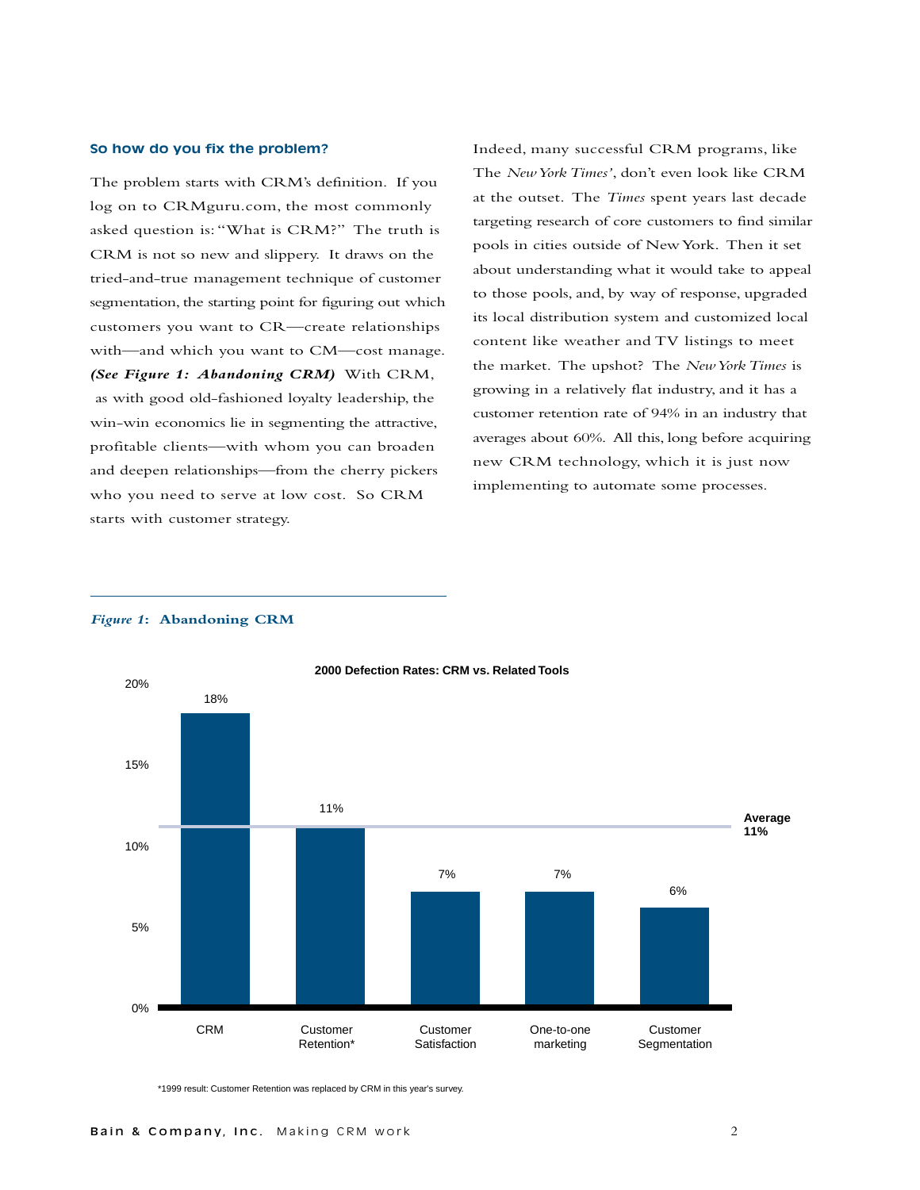### So how do you fix the problem?

The problem starts with CRM's definition. If you log on to CRMguru.com, the most commonly asked question is: "What is CRM?" The truth is CRM is not so new and slippery. It draws on the tried-and-true management technique of customer segmentation, the starting point for figuring out which customers you want to CR—create relationships with—and which you want to CM—cost manage. ***(See Figure 1: Abandoning CRM)*** With CRM, as with good old-fashioned loyalty leadership, the win-win economics lie in segmenting the attractive, profitable clients—with whom you can broaden and deepen relationships—from the cherry pickers who you need to serve at low cost. So CRM starts with customer strategy.

Indeed, many successful CRM programs, like The *New York Times'*, don't even look like CRM at the outset. The *Times* spent years last decade targeting research of core customers to find similar pools in cities outside of New York. Then it set about understanding what it would take to appeal to those pools, and, by way of response, upgraded its local distribution system and customized local content like weather and TV listings to meet the market. The upshot? The *New York Times* is growing in a relatively flat industry, and it has a customer retention rate of 94% in an industry that averages about 60%. All this, long before acquiring new CRM technology, which it is just now implementing to automate some processes.

***Figure 1*: Abandoning CRM**

**2000 Defection Rates: CRM vs. Related Tools**

| Tool | Defection Rate |
|---|---|
| CRM | 18% |
| Customer Retention* | 11% |
| Customer Satisfaction | 7% |
| One-to-one marketing | 7% |
| Customer Segmentation | 6% |
| Average | 11% |

*1999 result: Customer Retention was replaced by CRM in this year's survey.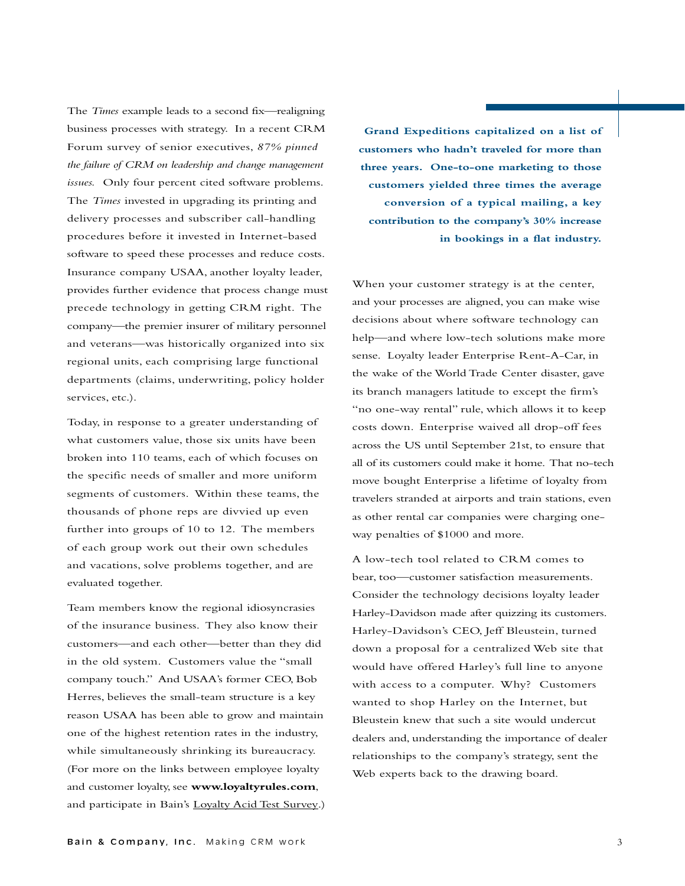The *Times* example leads to a second fix—realigning business processes with strategy. In a recent CRM Forum survey of senior executives, *87% pinned the failure of CRM on leadership and change management issues.* Only four percent cited software problems. The *Times* invested in upgrading its printing and delivery processes and subscriber call-handling procedures before it invested in Internet-based software to speed these processes and reduce costs. Insurance company USAA, another loyalty leader, provides further evidence that process change must precede technology in getting CRM right. The company—the premier insurer of military personnel and veterans—was historically organized into six regional units, each comprising large functional departments (claims, underwriting, policy holder services, etc.).

Today, in response to a greater understanding of what customers value, those six units have been broken into 110 teams, each of which focuses on the specific needs of smaller and more uniform segments of customers. Within these teams, the thousands of phone reps are divvied up even further into groups of 10 to 12. The members of each group work out their own schedules and vacations, solve problems together, and are evaluated together.

Team members know the regional idiosyncrasies of the insurance business. They also know their customers—and each other—better than they did in the old system. Customers value the "small company touch." And USAA's former CEO, Bob Herres, believes the small-team structure is a key reason USAA has been able to grow and maintain one of the highest retention rates in the industry, while simultaneously shrinking its bureaucracy. (For more on the links between employee loyalty and customer loyalty, see **www.loyaltyrules.com**, and participate in Bain's Loyalty Acid Test Survey.)

**Grand Expeditions capitalized on a list of customers who hadn't traveled for more than three years. One-to-one marketing to those customers yielded three times the average conversion of a typical mailing, a key contribution to the company's 30% increase in bookings in a flat industry.**

When your customer strategy is at the center, and your processes are aligned, you can make wise decisions about where software technology can help—and where low-tech solutions make more sense. Loyalty leader Enterprise Rent-A-Car, in the wake of the World Trade Center disaster, gave its branch managers latitude to except the firm's "no one-way rental" rule, which allows it to keep costs down. Enterprise waived all drop-off fees across the US until September 21st, to ensure that all of its customers could make it home. That no-tech move bought Enterprise a lifetime of loyalty from travelers stranded at airports and train stations, even as other rental car companies were charging one-way penalties of $1000 and more.

A low-tech tool related to CRM comes to bear, too—customer satisfaction measurements. Consider the technology decisions loyalty leader Harley-Davidson made after quizzing its customers. Harley-Davidson's CEO, Jeff Bleustein, turned down a proposal for a centralized Web site that would have offered Harley's full line to anyone with access to a computer. Why? Customers wanted to shop Harley on the Internet, but Bleustein knew that such a site would undercut dealers and, understanding the importance of dealer relationships to the company's strategy, sent the Web experts back to the drawing board.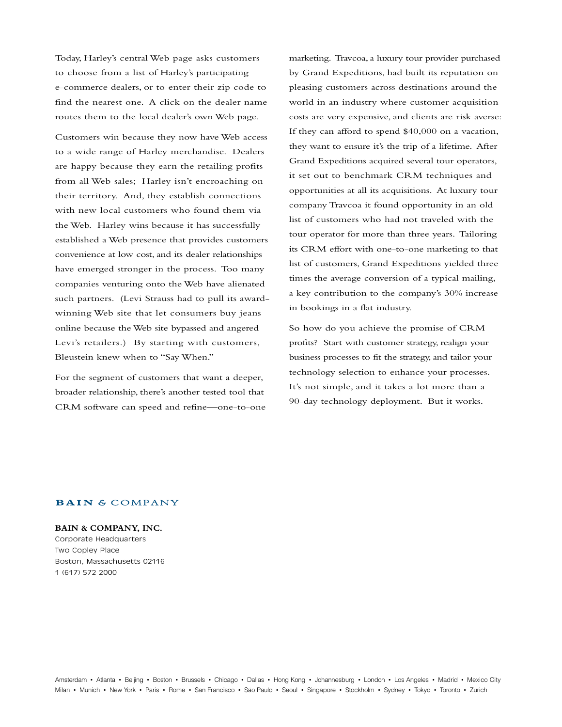Today, Harley's central Web page asks customers to choose from a list of Harley's participating e-commerce dealers, or to enter their zip code to find the nearest one. A click on the dealer name routes them to the local dealer's own Web page.

Customers win because they now have Web access to a wide range of Harley merchandise. Dealers are happy because they earn the retailing profits from all Web sales; Harley isn't encroaching on their territory. And, they establish connections with new local customers who found them via the Web. Harley wins because it has successfully established a Web presence that provides customers convenience at low cost, and its dealer relationships have emerged stronger in the process. Too many companies venturing onto the Web have alienated such partners. (Levi Strauss had to pull its award-winning Web site that let consumers buy jeans online because the Web site bypassed and angered Levi's retailers.) By starting with customers, Bleustein knew when to "Say When."

For the segment of customers that want a deeper, broader relationship, there's another tested tool that CRM software can speed and refine—one-to-one marketing. Travcoa, a luxury tour provider purchased by Grand Expeditions, had built its reputation on pleasing customers across destinations around the world in an industry where customer acquisition costs are very expensive, and clients are risk averse: If they can afford to spend $40,000 on a vacation, they want to ensure it's the trip of a lifetime. After Grand Expeditions acquired several tour operators, it set out to benchmark CRM techniques and opportunities at all its acquisitions. At luxury tour company Travcoa it found opportunity in an old list of customers who had not traveled with the tour operator for more than three years. Tailoring its CRM effort with one-to-one marketing to that list of customers, Grand Expeditions yielded three times the average conversion of a typical mailing, a key contribution to the company's 30% increase in bookings in a flat industry.

So how do you achieve the promise of CRM profits? Start with customer strategy, realign your business processes to fit the strategy, and tailor your technology selection to enhance your processes. It's not simple, and it takes a lot more than a 90-day technology deployment. But it works.

**BAIN & COMPANY**

**BAIN & COMPANY, INC.**
Corporate Headquarters
Two Copley Place
Boston, Massachusetts 02116
1 (617) 572 2000

Amsterdam • Atlanta • Beijing • Boston • Brussels • Chicago • Dallas • Hong Kong • Johannesburg • London • Los Angeles • Madrid • Mexico City
Milan • Munich • New York • Paris • Rome • San Francisco • São Paulo • Seoul • Singapore • Stockholm • Sydney • Tokyo • Toronto • Zurich